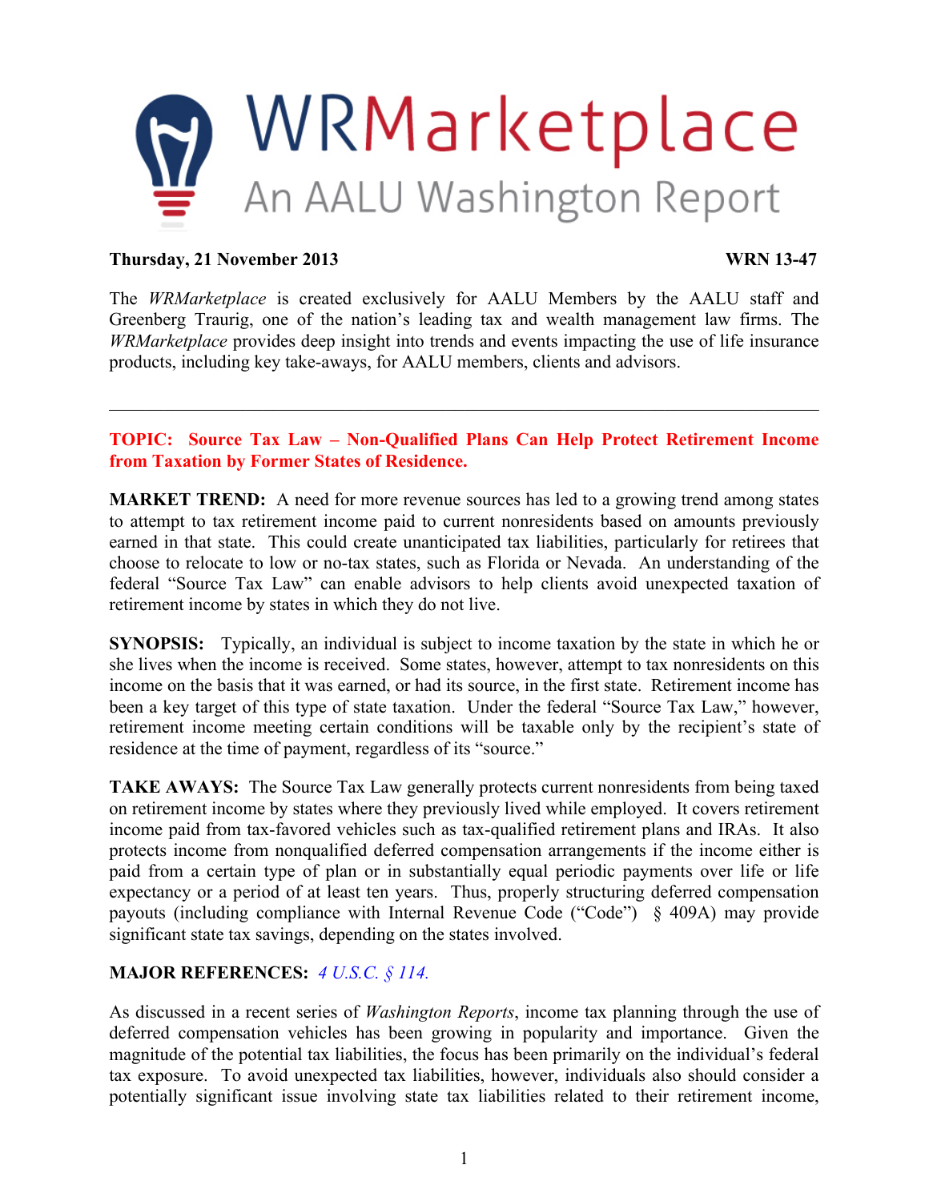# WRMarketplace

## An AALU Washington Report

**Thursday, 21 November 2013** **WRN 13-47**

The *WRMarketplace* is created exclusively for AALU Members by the AALU staff and Greenberg Traurig, one of the nation's leading tax and wealth management law firms. The *WRMarketplace* provides deep insight into trends and events impacting the use of life insurance products, including key take-aways, for AALU members, clients and advisors.

---

**TOPIC: Source Tax Law – Non-Qualified Plans Can Help Protect Retirement Income from Taxation by Former States of Residence.**

**MARKET TREND:** A need for more revenue sources has led to a growing trend among states to attempt to tax retirement income paid to current nonresidents based on amounts previously earned in that state. This could create unanticipated tax liabilities, particularly for retirees that choose to relocate to low or no-tax states, such as Florida or Nevada. An understanding of the federal "Source Tax Law" can enable advisors to help clients avoid unexpected taxation of retirement income by states in which they do not live.

**SYNOPSIS:** Typically, an individual is subject to income taxation by the state in which he or she lives when the income is received. Some states, however, attempt to tax nonresidents on this income on the basis that it was earned, or had its source, in the first state. Retirement income has been a key target of this type of state taxation. Under the federal "Source Tax Law," however, retirement income meeting certain conditions will be taxable only by the recipient's state of residence at the time of payment, regardless of its "source."

**TAKE AWAYS:** The Source Tax Law generally protects current nonresidents from being taxed on retirement income by states where they previously lived while employed. It covers retirement income paid from tax-favored vehicles such as tax-qualified retirement plans and IRAs. It also protects income from nonqualified deferred compensation arrangements if the income either is paid from a certain type of plan or in substantially equal periodic payments over life or life expectancy or a period of at least ten years. Thus, properly structuring deferred compensation payouts (including compliance with Internal Revenue Code ("Code") § 409A) may provide significant state tax savings, depending on the states involved.

**MAJOR REFERENCES:** *4 U.S.C. § 114.*

As discussed in a recent series of *Washington Reports*, income tax planning through the use of deferred compensation vehicles has been growing in popularity and importance. Given the magnitude of the potential tax liabilities, the focus has been primarily on the individual's federal tax exposure. To avoid unexpected tax liabilities, however, individuals also should consider a potentially significant issue involving state tax liabilities related to their retirement income,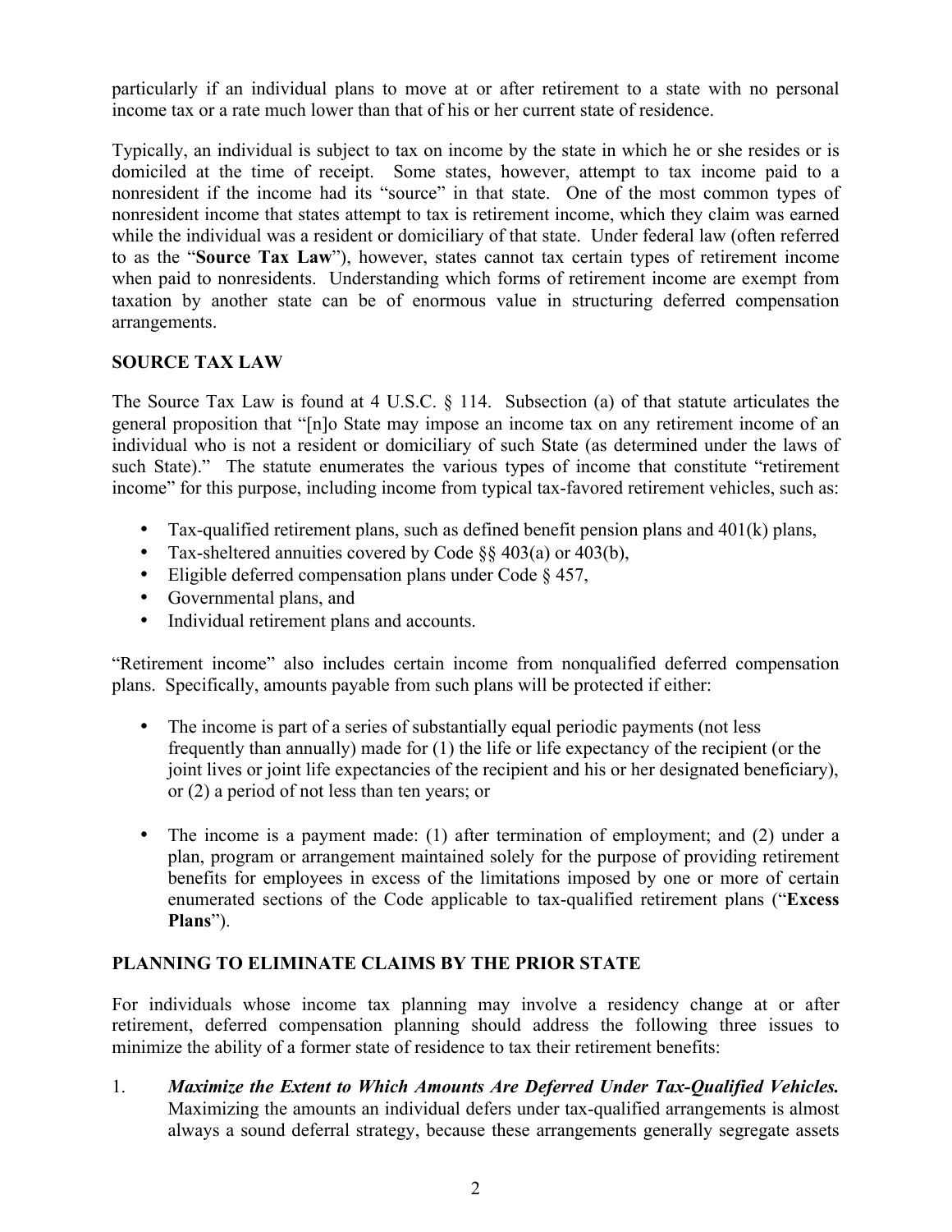particularly if an individual plans to move at or after retirement to a state with no personal income tax or a rate much lower than that of his or her current state of residence.

Typically, an individual is subject to tax on income by the state in which he or she resides or is domiciled at the time of receipt. Some states, however, attempt to tax income paid to a nonresident if the income had its "source" in that state. One of the most common types of nonresident income that states attempt to tax is retirement income, which they claim was earned while the individual was a resident or domiciliary of that state. Under federal law (often referred to as the "**Source Tax Law**"), however, states cannot tax certain types of retirement income when paid to nonresidents. Understanding which forms of retirement income are exempt from taxation by another state can be of enormous value in structuring deferred compensation arrangements.

## SOURCE TAX LAW

The Source Tax Law is found at 4 U.S.C. § 114. Subsection (a) of that statute articulates the general proposition that "[n]o State may impose an income tax on any retirement income of an individual who is not a resident or domiciliary of such State (as determined under the laws of such State)." The statute enumerates the various types of income that constitute "retirement income" for this purpose, including income from typical tax-favored retirement vehicles, such as:

- Tax-qualified retirement plans, such as defined benefit pension plans and 401(k) plans,
- Tax-sheltered annuities covered by Code §§ 403(a) or 403(b),
- Eligible deferred compensation plans under Code § 457,
- Governmental plans, and
- Individual retirement plans and accounts.

"Retirement income" also includes certain income from nonqualified deferred compensation plans. Specifically, amounts payable from such plans will be protected if either:

- The income is part of a series of substantially equal periodic payments (not less frequently than annually) made for (1) the life or life expectancy of the recipient (or the joint lives or joint life expectancies of the recipient and his or her designated beneficiary), or (2) a period of not less than ten years; or

- The income is a payment made: (1) after termination of employment; and (2) under a plan, program or arrangement maintained solely for the purpose of providing retirement benefits for employees in excess of the limitations imposed by one or more of certain enumerated sections of the Code applicable to tax-qualified retirement plans ("**Excess Plans**").

## PLANNING TO ELIMINATE CLAIMS BY THE PRIOR STATE

For individuals whose income tax planning may involve a residency change at or after retirement, deferred compensation planning should address the following three issues to minimize the ability of a former state of residence to tax their retirement benefits:

1. ***Maximize the Extent to Which Amounts Are Deferred Under Tax-Qualified Vehicles.*** Maximizing the amounts an individual defers under tax-qualified arrangements is almost always a sound deferral strategy, because these arrangements generally segregate assets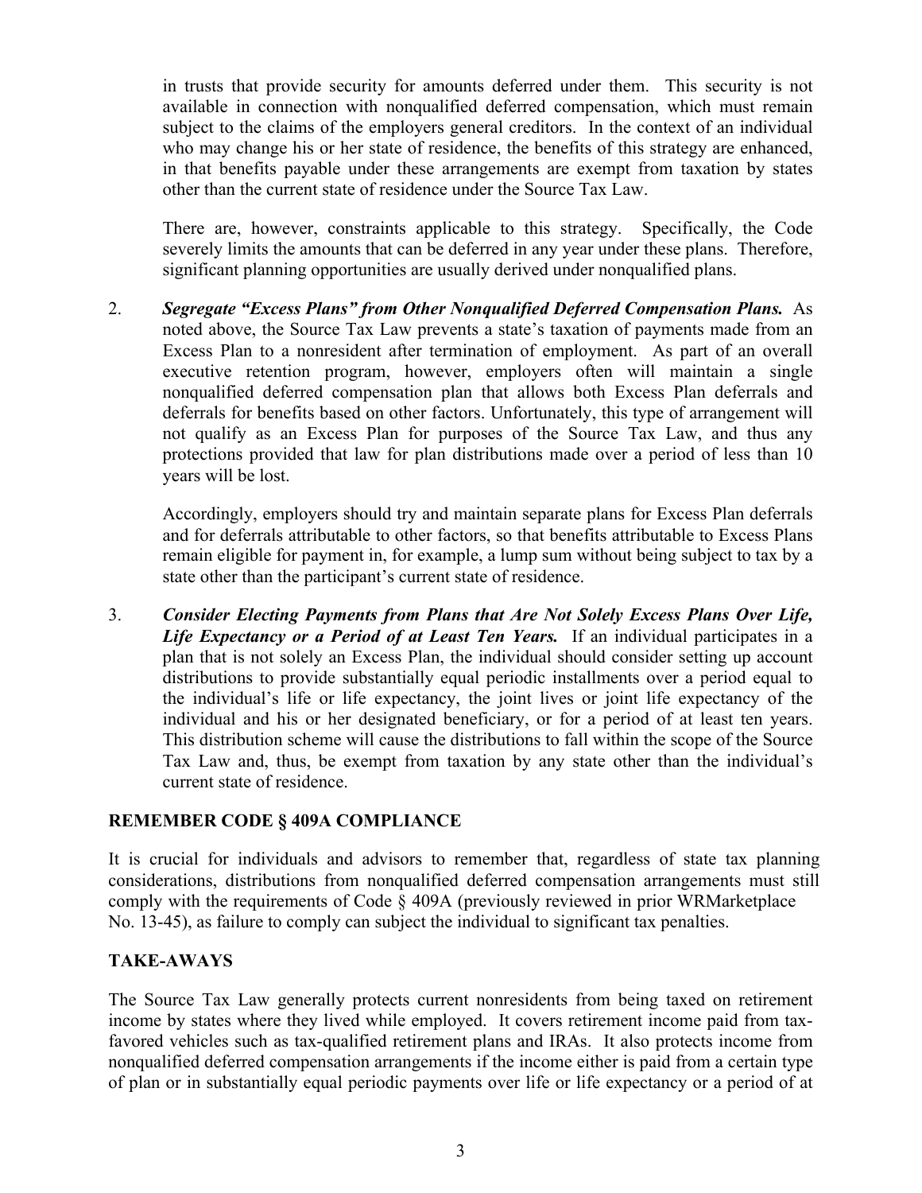in trusts that provide security for amounts deferred under them. This security is not available in connection with nonqualified deferred compensation, which must remain subject to the claims of the employers general creditors. In the context of an individual who may change his or her state of residence, the benefits of this strategy are enhanced, in that benefits payable under these arrangements are exempt from taxation by states other than the current state of residence under the Source Tax Law.

There are, however, constraints applicable to this strategy. Specifically, the Code severely limits the amounts that can be deferred in any year under these plans. Therefore, significant planning opportunities are usually derived under nonqualified plans.

2. ***Segregate "Excess Plans" from Other Nonqualified Deferred Compensation Plans.*** As noted above, the Source Tax Law prevents a state's taxation of payments made from an Excess Plan to a nonresident after termination of employment. As part of an overall executive retention program, however, employers often will maintain a single nonqualified deferred compensation plan that allows both Excess Plan deferrals and deferrals for benefits based on other factors. Unfortunately, this type of arrangement will not qualify as an Excess Plan for purposes of the Source Tax Law, and thus any protections provided that law for plan distributions made over a period of less than 10 years will be lost.

   Accordingly, employers should try and maintain separate plans for Excess Plan deferrals and for deferrals attributable to other factors, so that benefits attributable to Excess Plans remain eligible for payment in, for example, a lump sum without being subject to tax by a state other than the participant's current state of residence.

3. ***Consider Electing Payments from Plans that Are Not Solely Excess Plans Over Life, Life Expectancy or a Period of at Least Ten Years.*** If an individual participates in a plan that is not solely an Excess Plan, the individual should consider setting up account distributions to provide substantially equal periodic installments over a period equal to the individual's life or life expectancy, the joint lives or joint life expectancy of the individual and his or her designated beneficiary, or for a period of at least ten years. This distribution scheme will cause the distributions to fall within the scope of the Source Tax Law and, thus, be exempt from taxation by any state other than the individual's current state of residence.

## REMEMBER CODE § 409A COMPLIANCE

It is crucial for individuals and advisors to remember that, regardless of state tax planning considerations, distributions from nonqualified deferred compensation arrangements must still comply with the requirements of Code § 409A (previously reviewed in prior WRMarketplace No. 13-45), as failure to comply can subject the individual to significant tax penalties.

## TAKE-AWAYS

The Source Tax Law generally protects current nonresidents from being taxed on retirement income by states where they lived while employed. It covers retirement income paid from tax-favored vehicles such as tax-qualified retirement plans and IRAs. It also protects income from nonqualified deferred compensation arrangements if the income either is paid from a certain type of plan or in substantially equal periodic payments over life or life expectancy or a period of at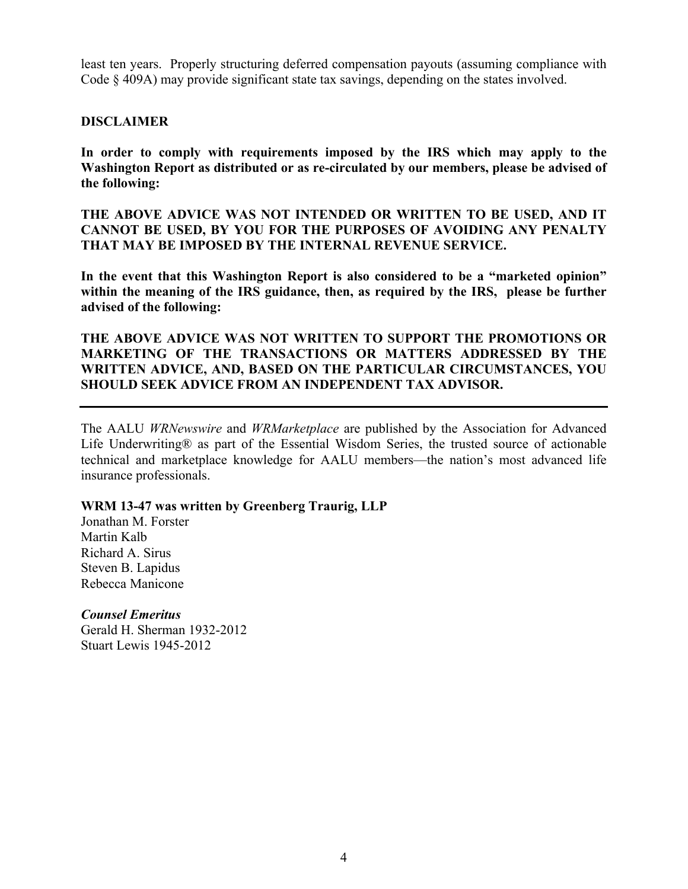least ten years. Properly structuring deferred compensation payouts (assuming compliance with Code § 409A) may provide significant state tax savings, depending on the states involved.

**DISCLAIMER**

**In order to comply with requirements imposed by the IRS which may apply to the Washington Report as distributed or as re-circulated by our members, please be advised of the following:**

**THE ABOVE ADVICE WAS NOT INTENDED OR WRITTEN TO BE USED, AND IT CANNOT BE USED, BY YOU FOR THE PURPOSES OF AVOIDING ANY PENALTY THAT MAY BE IMPOSED BY THE INTERNAL REVENUE SERVICE.**

**In the event that this Washington Report is also considered to be a "marketed opinion" within the meaning of the IRS guidance, then, as required by the IRS, please be further advised of the following:**

**THE ABOVE ADVICE WAS NOT WRITTEN TO SUPPORT THE PROMOTIONS OR MARKETING OF THE TRANSACTIONS OR MATTERS ADDRESSED BY THE WRITTEN ADVICE, AND, BASED ON THE PARTICULAR CIRCUMSTANCES, YOU SHOULD SEEK ADVICE FROM AN INDEPENDENT TAX ADVISOR.**

---

The AALU *WRNewswire* and *WRMarketplace* are published by the Association for Advanced Life Underwriting® as part of the Essential Wisdom Series, the trusted source of actionable technical and marketplace knowledge for AALU members—the nation's most advanced life insurance professionals.

**WRM 13-47 was written by Greenberg Traurig, LLP**
Jonathan M. Forster
Martin Kalb
Richard A. Sirus
Steven B. Lapidus
Rebecca Manicone

***Counsel Emeritus***
Gerald H. Sherman 1932-2012
Stuart Lewis 1945-2012